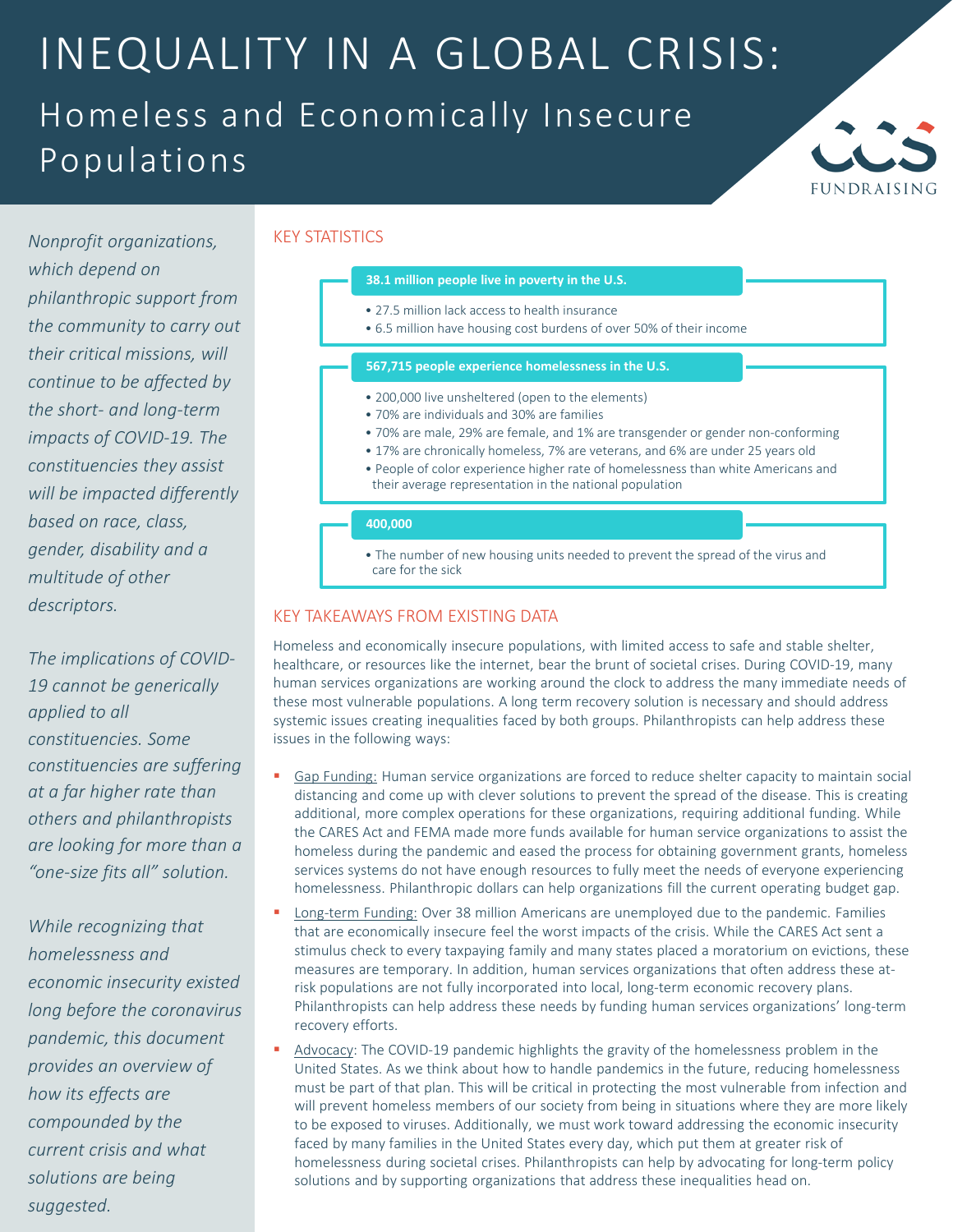# INEQUALITY IN A GLOBAL CRISIS:

## Homeless and Economically Insecure Populations

*Nonprofit organizations, which depend on philanthropic support from the community to carry out their critical missions, will continue to be affected by the short- and long-term impacts of COVID-19. The constituencies they assist will be impacted differently based on race, class, gender, disability and a multitude of other descriptors.*

*The implications of COVID-19 cannot be generically applied to all constituencies. Some constituencies are suffering at a far higher rate than others and philanthropists are looking for more than a "one-size fits all" solution.*

*While recognizing that homelessness and economic insecurity existed long before the coronavirus pandemic, this document provides an overview of how its effects are compounded by the current crisis and what solutions are being suggested.*

### KEY STATISTICS

**38.1 million people live in poverty in the U.S.**

- 27.5 million lack access to health insurance
- 6.5 million have housing cost burdens of over 50% of their income

**567,715 people experience homelessness in the U.S.**

- 200,000 live unsheltered (open to the elements)
- 70% are individuals and 30% are families
- 70% are male, 29% are female, and 1% are transgender or gender non-conforming
- 17% are chronically homeless, 7% are veterans, and 6% are under 25 years old
- People of color experience higher rate of homelessness than white Americans and their average representation in the national population

**400,000**

- The number of new housing units needed to prevent the spread of the virus and care for the sick

### KEY TAKEAWAYS FROM EXISTING DATA

Homeless and economically insecure populations, with limited access to safe and stable shelter, healthcare, or resources like the internet, bear the brunt of societal crises. During COVID-19, many human services organizations are working around the clock to address the many immediate needs of these most vulnerable populations. A long term recovery solution is necessary and should address systemic issues creating inequalities faced by both groups. Philanthropists can help address these issues in the following ways:

- Gap Funding: Human service organizations are forced to reduce shelter capacity to maintain social distancing and come up with clever solutions to prevent the spread of the disease. This is creating additional, more complex operations for these organizations, requiring additional funding. While the CARES Act and FEMA made more funds available for human service organizations to assist the homeless during the pandemic and eased the process for obtaining government grants, homeless services systems do not have enough resources to fully meet the needs of everyone experiencing homelessness. Philanthropic dollars can help organizations fill the current operating budget gap.
- Long-term Funding: Over 38 million Americans are unemployed due to the pandemic. Families that are economically insecure feel the worst impacts of the crisis. While the CARES Act sent a stimulus check to every taxpaying family and many states placed a moratorium on evictions, these measures are temporary. In addition, human services organizations that often address these at-risk populations are not fully incorporated into local, long-term economic recovery plans. Philanthropists can help address these needs by funding human services organizations' long-term recovery efforts.
- Advocacy: The COVID-19 pandemic highlights the gravity of the homelessness problem in the United States. As we think about how to handle pandemics in the future, reducing homelessness must be part of that plan. This will be critical in protecting the most vulnerable from infection and will prevent homeless members of our society from being in situations where they are more likely to be exposed to viruses. Additionally, we must work toward addressing the economic insecurity faced by many families in the United States every day, which put them at greater risk of homelessness during societal crises. Philanthropists can help by advocating for long-term policy solutions and by supporting organizations that address these inequalities head on.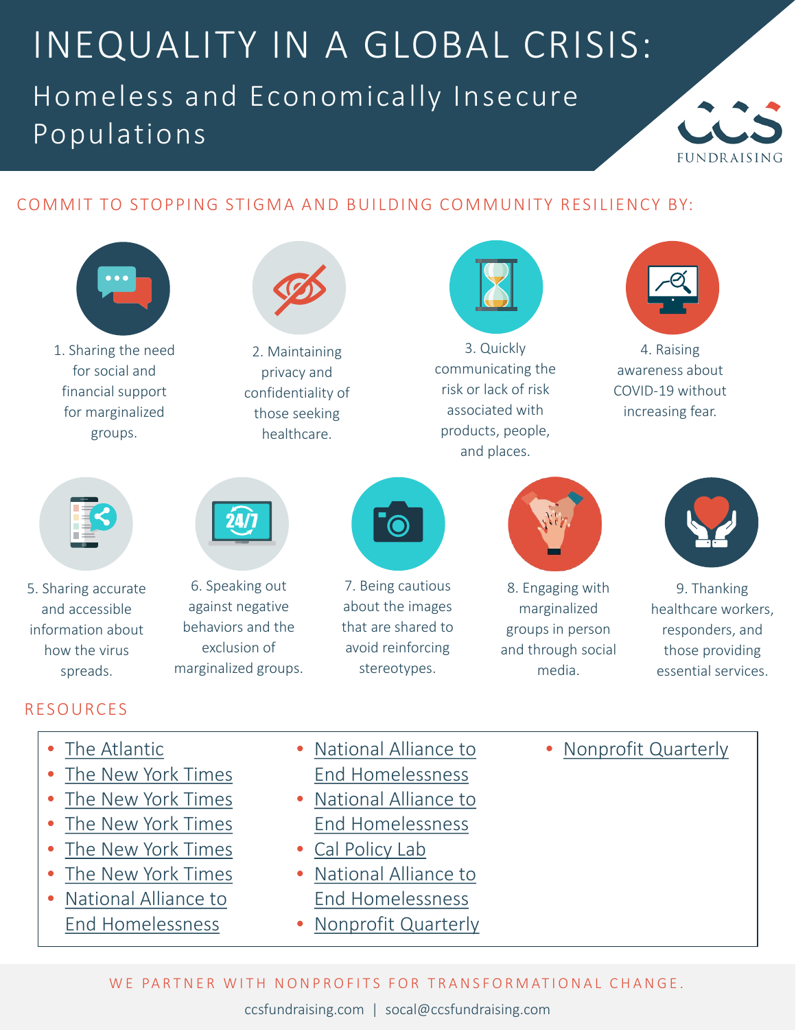# INEQUALITY IN A GLOBAL CRISIS:

## Homeless and Economically Insecure Populations

CCS FUNDRAISING

### COMMIT TO STOPPING STIGMA AND BUILDING COMMUNITY RESILIENCY BY:

1. Sharing the need for social and financial support for marginalized groups.
2. Maintaining privacy and confidentiality of those seeking healthcare.
3. Quickly communicating the risk or lack of risk associated with products, people, and places.
4. Raising awareness about COVID-19 without increasing fear.
5. Sharing accurate and accessible information about how the virus spreads.
6. Speaking out against negative behaviors and the exclusion of marginalized groups.
7. Being cautious about the images that are shared to avoid reinforcing stereotypes.
8. Engaging with marginalized groups in person and through social media.
9. Thanking healthcare workers, responders, and those providing essential services.

### RESOURCES

- The Atlantic
- The New York Times
- The New York Times
- The New York Times
- The New York Times
- The New York Times
- National Alliance to End Homelessness
- National Alliance to End Homelessness
- National Alliance to End Homelessness
- Cal Policy Lab
- National Alliance to End Homelessness
- Nonprofit Quarterly
- Nonprofit Quarterly

WE PARTNER WITH NONPROFITS FOR TRANSFORMATIONAL CHANGE.

ccsfundraising.com | socal@ccsfundraising.com